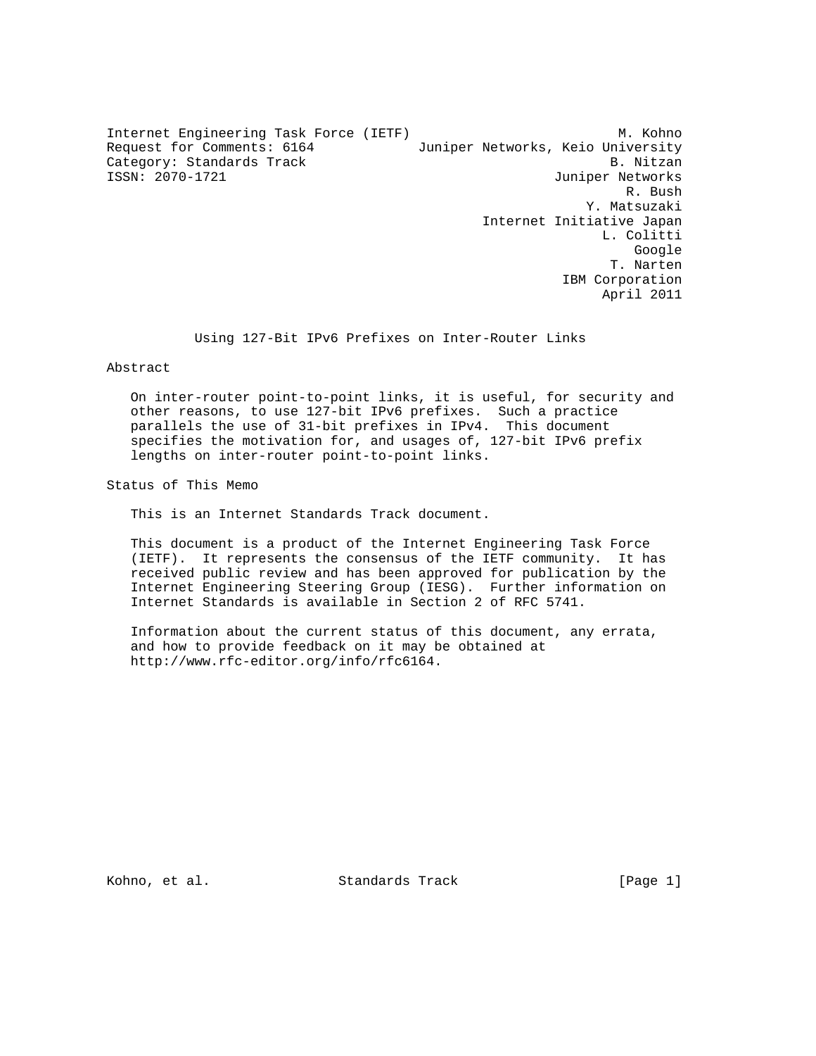Internet Engineering Task Force (IETF)  
Request for Comments: 6164  
Category: Standards Track  
ISSN: 2070-1721

M. Kohno  
Juniper Networks, Keio University  
B. Nitzan  
Juniper Networks  
R. Bush  
Y. Matsuzaki  
Internet Initiative Japan  
L. Colitti  
Google  
T. Narten  
IBM Corporation  
April 2011

# Using 127-Bit IPv6 Prefixes on Inter-Router Links

## Abstract

On inter-router point-to-point links, it is useful, for security and other reasons, to use 127-bit IPv6 prefixes. Such a practice parallels the use of 31-bit prefixes in IPv4. This document specifies the motivation for, and usages of, 127-bit IPv6 prefix lengths on inter-router point-to-point links.

## Status of This Memo

This is an Internet Standards Track document.

This document is a product of the Internet Engineering Task Force (IETF). It represents the consensus of the IETF community. It has received public review and has been approved for publication by the Internet Engineering Steering Group (IESG). Further information on Internet Standards is available in Section 2 of RFC 5741.

Information about the current status of this document, any errata, and how to provide feedback on it may be obtained at http://www.rfc-editor.org/info/rfc6164.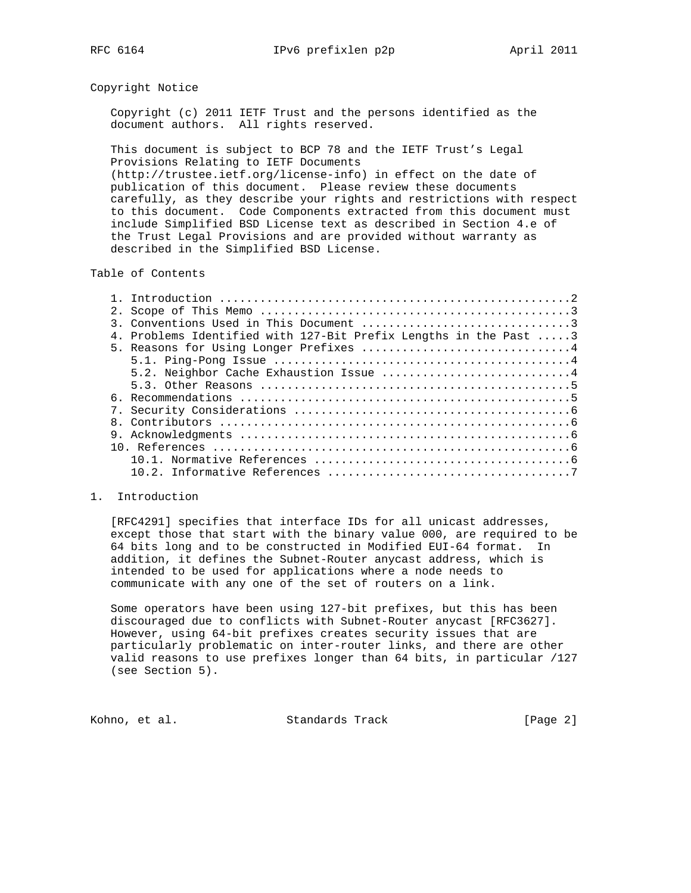## Copyright Notice

Copyright (c) 2011 IETF Trust and the persons identified as the document authors. All rights reserved.

This document is subject to BCP 78 and the IETF Trust's Legal Provisions Relating to IETF Documents (http://trustee.ietf.org/license-info) in effect on the date of publication of this document. Please review these documents carefully, as they describe your rights and restrictions with respect to this document. Code Components extracted from this document must include Simplified BSD License text as described in Section 4.e of the Trust Legal Provisions and are provided without warranty as described in the Simplified BSD License.

## Table of Contents

```
   1. Introduction ....................................................2
   2. Scope of This Memo ..............................................3
   3. Conventions Used in This Document ...............................3
   4. Problems Identified with 127-Bit Prefix Lengths in the Past .....3
   5. Reasons for Using Longer Prefixes ...............................4
      5.1. Ping-Pong Issue ............................................4
      5.2. Neighbor Cache Exhaustion Issue ............................4
      5.3. Other Reasons ..............................................5
   6. Recommendations .................................................5
   7. Security Considerations .........................................6
   8. Contributors ....................................................6
   9. Acknowledgments .................................................6
   10. References .....................................................6
      10.1. Normative References ......................................6
      10.2. Informative References ....................................7
```

## 1. Introduction

[RFC4291] specifies that interface IDs for all unicast addresses, except those that start with the binary value 000, are required to be 64 bits long and to be constructed in Modified EUI-64 format. In addition, it defines the Subnet-Router anycast address, which is intended to be used for applications where a node needs to communicate with any one of the set of routers on a link.

Some operators have been using 127-bit prefixes, but this has been discouraged due to conflicts with Subnet-Router anycast [RFC3627]. However, using 64-bit prefixes creates security issues that are particularly problematic on inter-router links, and there are other valid reasons to use prefixes longer than 64 bits, in particular /127 (see Section 5).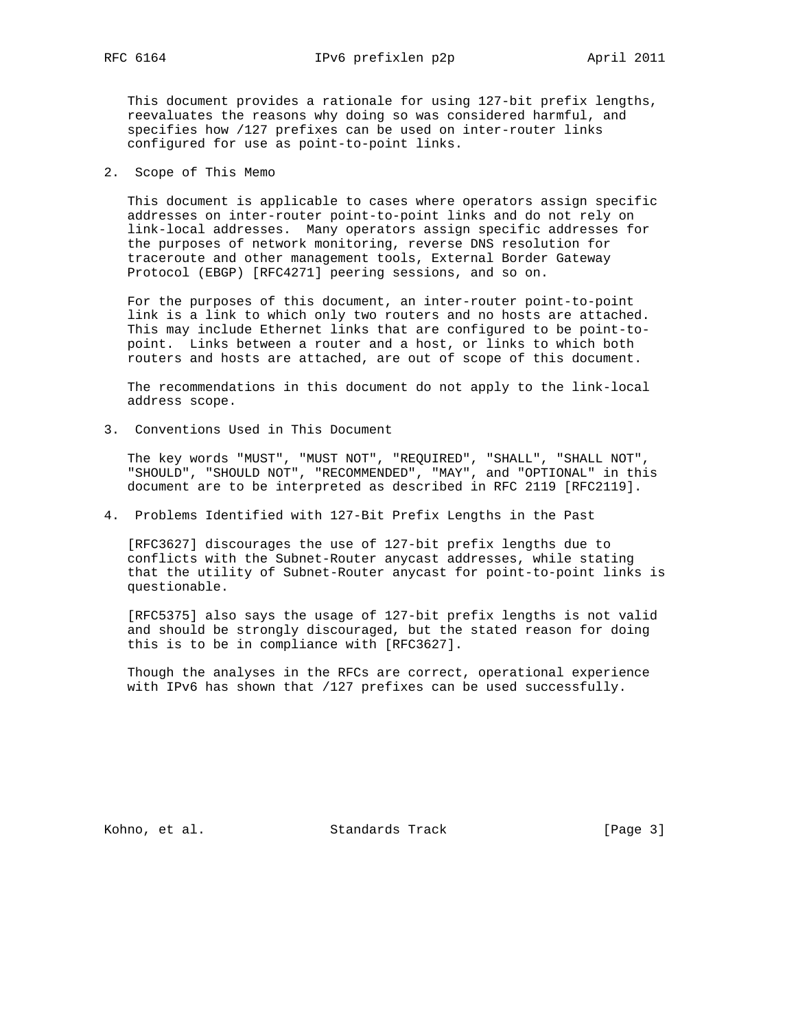This document provides a rationale for using 127-bit prefix lengths, reevaluates the reasons why doing so was considered harmful, and specifies how /127 prefixes can be used on inter-router links configured for use as point-to-point links.

## 2. Scope of This Memo

This document is applicable to cases where operators assign specific addresses on inter-router point-to-point links and do not rely on link-local addresses. Many operators assign specific addresses for the purposes of network monitoring, reverse DNS resolution for traceroute and other management tools, External Border Gateway Protocol (EBGP) [RFC4271] peering sessions, and so on.

For the purposes of this document, an inter-router point-to-point link is a link to which only two routers and no hosts are attached. This may include Ethernet links that are configured to be point-to-point. Links between a router and a host, or links to which both routers and hosts are attached, are out of scope of this document.

The recommendations in this document do not apply to the link-local address scope.

## 3. Conventions Used in This Document

The key words "MUST", "MUST NOT", "REQUIRED", "SHALL", "SHALL NOT", "SHOULD", "SHOULD NOT", "RECOMMENDED", "MAY", and "OPTIONAL" in this document are to be interpreted as described in RFC 2119 [RFC2119].

## 4. Problems Identified with 127-Bit Prefix Lengths in the Past

[RFC3627] discourages the use of 127-bit prefix lengths due to conflicts with the Subnet-Router anycast addresses, while stating that the utility of Subnet-Router anycast for point-to-point links is questionable.

[RFC5375] also says the usage of 127-bit prefix lengths is not valid and should be strongly discouraged, but the stated reason for doing this is to be in compliance with [RFC3627].

Though the analyses in the RFCs are correct, operational experience with IPv6 has shown that /127 prefixes can be used successfully.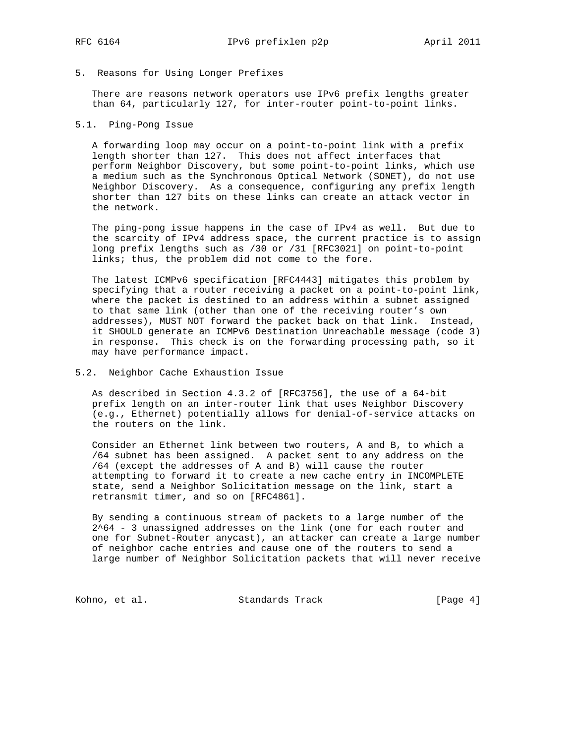## 5. Reasons for Using Longer Prefixes

There are reasons network operators use IPv6 prefix lengths greater than 64, particularly 127, for inter-router point-to-point links.

### 5.1. Ping-Pong Issue

A forwarding loop may occur on a point-to-point link with a prefix length shorter than 127. This does not affect interfaces that perform Neighbor Discovery, but some point-to-point links, which use a medium such as the Synchronous Optical Network (SONET), do not use Neighbor Discovery. As a consequence, configuring any prefix length shorter than 127 bits on these links can create an attack vector in the network.

The ping-pong issue happens in the case of IPv4 as well. But due to the scarcity of IPv4 address space, the current practice is to assign long prefix lengths such as /30 or /31 [RFC3021] on point-to-point links; thus, the problem did not come to the fore.

The latest ICMPv6 specification [RFC4443] mitigates this problem by specifying that a router receiving a packet on a point-to-point link, where the packet is destined to an address within a subnet assigned to that same link (other than one of the receiving router's own addresses), MUST NOT forward the packet back on that link. Instead, it SHOULD generate an ICMPv6 Destination Unreachable message (code 3) in response. This check is on the forwarding processing path, so it may have performance impact.

### 5.2. Neighbor Cache Exhaustion Issue

As described in Section 4.3.2 of [RFC3756], the use of a 64-bit prefix length on an inter-router link that uses Neighbor Discovery (e.g., Ethernet) potentially allows for denial-of-service attacks on the routers on the link.

Consider an Ethernet link between two routers, A and B, to which a /64 subnet has been assigned. A packet sent to any address on the /64 (except the addresses of A and B) will cause the router attempting to forward it to create a new cache entry in INCOMPLETE state, send a Neighbor Solicitation message on the link, start a retransmit timer, and so on [RFC4861].

By sending a continuous stream of packets to a large number of the $2^{64} - 3$ unassigned addresses on the link (one for each router and one for Subnet-Router anycast), an attacker can create a large number of neighbor cache entries and cause one of the routers to send a large number of Neighbor Solicitation packets that will never receive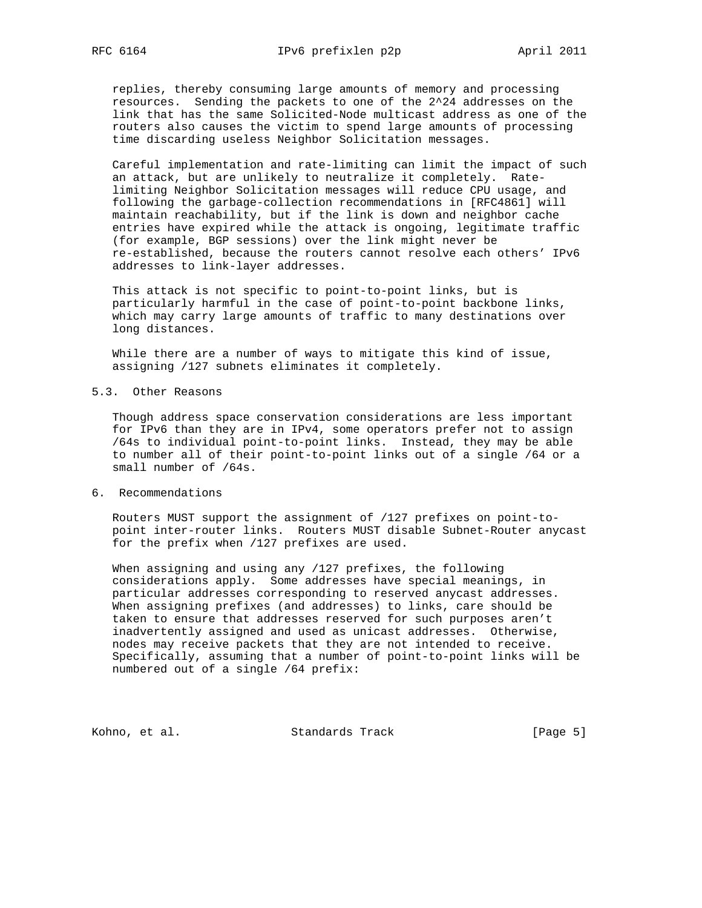replies, thereby consuming large amounts of memory and processing resources. Sending the packets to one of the $2^{24}$ addresses on the link that has the same Solicited-Node multicast address as one of the routers also causes the victim to spend large amounts of processing time discarding useless Neighbor Solicitation messages.

Careful implementation and rate-limiting can limit the impact of such an attack, but are unlikely to neutralize it completely. Rate-limiting Neighbor Solicitation messages will reduce CPU usage, and following the garbage-collection recommendations in [RFC4861] will maintain reachability, but if the link is down and neighbor cache entries have expired while the attack is ongoing, legitimate traffic (for example, BGP sessions) over the link might never be re-established, because the routers cannot resolve each others' IPv6 addresses to link-layer addresses.

This attack is not specific to point-to-point links, but is particularly harmful in the case of point-to-point backbone links, which may carry large amounts of traffic to many destinations over long distances.

While there are a number of ways to mitigate this kind of issue, assigning /127 subnets eliminates it completely.

### 5.3. Other Reasons

Though address space conservation considerations are less important for IPv6 than they are in IPv4, some operators prefer not to assign /64s to individual point-to-point links. Instead, they may be able to number all of their point-to-point links out of a single /64 or a small number of /64s.

## 6. Recommendations

Routers MUST support the assignment of /127 prefixes on point-to-point inter-router links. Routers MUST disable Subnet-Router anycast for the prefix when /127 prefixes are used.

When assigning and using any /127 prefixes, the following considerations apply. Some addresses have special meanings, in particular addresses corresponding to reserved anycast addresses. When assigning prefixes (and addresses) to links, care should be taken to ensure that addresses reserved for such purposes aren't inadvertently assigned and used as unicast addresses. Otherwise, nodes may receive packets that they are not intended to receive. Specifically, assuming that a number of point-to-point links will be numbered out of a single /64 prefix: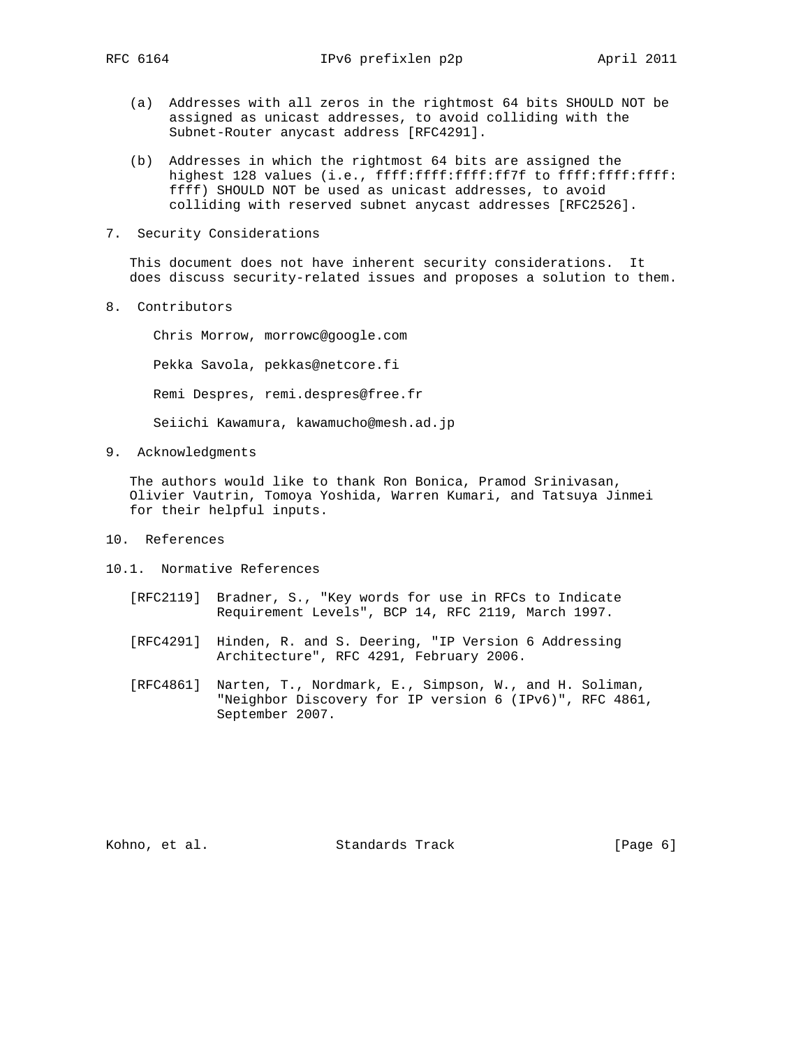(a) Addresses with all zeros in the rightmost 64 bits SHOULD NOT be assigned as unicast addresses, to avoid colliding with the Subnet-Router anycast address [RFC4291].

(b) Addresses in which the rightmost 64 bits are assigned the highest 128 values (i.e., ffff:ffff:ffff:ff7f to ffff:ffff:ffff:ffff) SHOULD NOT be used as unicast addresses, to avoid colliding with reserved subnet anycast addresses [RFC2526].

## 7. Security Considerations

This document does not have inherent security considerations. It does discuss security-related issues and proposes a solution to them.

## 8. Contributors

Chris Morrow, morrowc@google.com

Pekka Savola, pekkas@netcore.fi

Remi Despres, remi.despres@free.fr

Seiichi Kawamura, kawamucho@mesh.ad.jp

## 9. Acknowledgments

The authors would like to thank Ron Bonica, Pramod Srinivasan, Olivier Vautrin, Tomoya Yoshida, Warren Kumari, and Tatsuya Jinmei for their helpful inputs.

## 10. References

### 10.1. Normative References

[RFC2119] Bradner, S., "Key words for use in RFCs to Indicate Requirement Levels", BCP 14, RFC 2119, March 1997.

[RFC4291] Hinden, R. and S. Deering, "IP Version 6 Addressing Architecture", RFC 4291, February 2006.

[RFC4861] Narten, T., Nordmark, E., Simpson, W., and H. Soliman, "Neighbor Discovery for IP version 6 (IPv6)", RFC 4861, September 2007.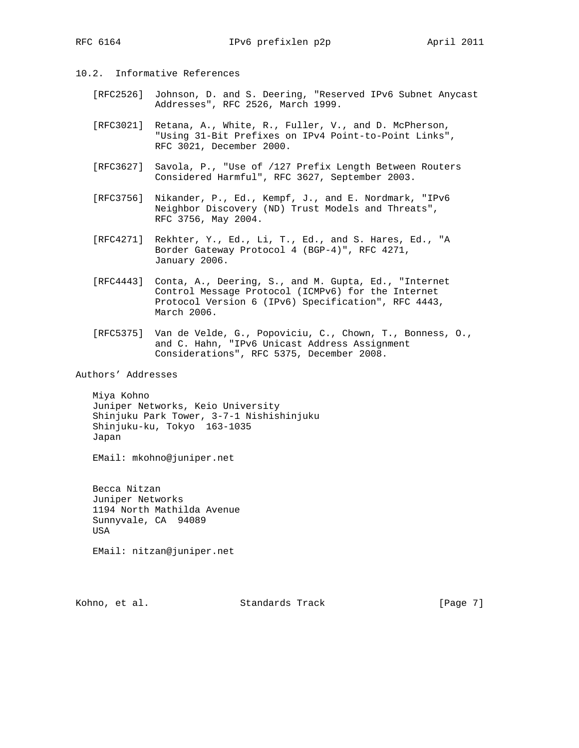## 10.2. Informative References

[RFC2526] Johnson, D. and S. Deering, "Reserved IPv6 Subnet Anycast Addresses", RFC 2526, March 1999.

[RFC3021] Retana, A., White, R., Fuller, V., and D. McPherson, "Using 31-Bit Prefixes on IPv4 Point-to-Point Links", RFC 3021, December 2000.

[RFC3627] Savola, P., "Use of /127 Prefix Length Between Routers Considered Harmful", RFC 3627, September 2003.

[RFC3756] Nikander, P., Ed., Kempf, J., and E. Nordmark, "IPv6 Neighbor Discovery (ND) Trust Models and Threats", RFC 3756, May 2004.

[RFC4271] Rekhter, Y., Ed., Li, T., Ed., and S. Hares, Ed., "A Border Gateway Protocol 4 (BGP-4)", RFC 4271, January 2006.

[RFC4443] Conta, A., Deering, S., and M. Gupta, Ed., "Internet Control Message Protocol (ICMPv6) for the Internet Protocol Version 6 (IPv6) Specification", RFC 4443, March 2006.

[RFC5375] Van de Velde, G., Popoviciu, C., Chown, T., Bonness, O., and C. Hahn, "IPv6 Unicast Address Assignment Considerations", RFC 5375, December 2008.

## Authors' Addresses

Miya Kohno
Juniper Networks, Keio University
Shinjuku Park Tower, 3-7-1 Nishishinjuku
Shinjuku-ku, Tokyo 163-1035
Japan

EMail: mkohno@juniper.net

Becca Nitzan
Juniper Networks
1194 North Mathilda Avenue
Sunnyvale, CA 94089
USA

EMail: nitzan@juniper.net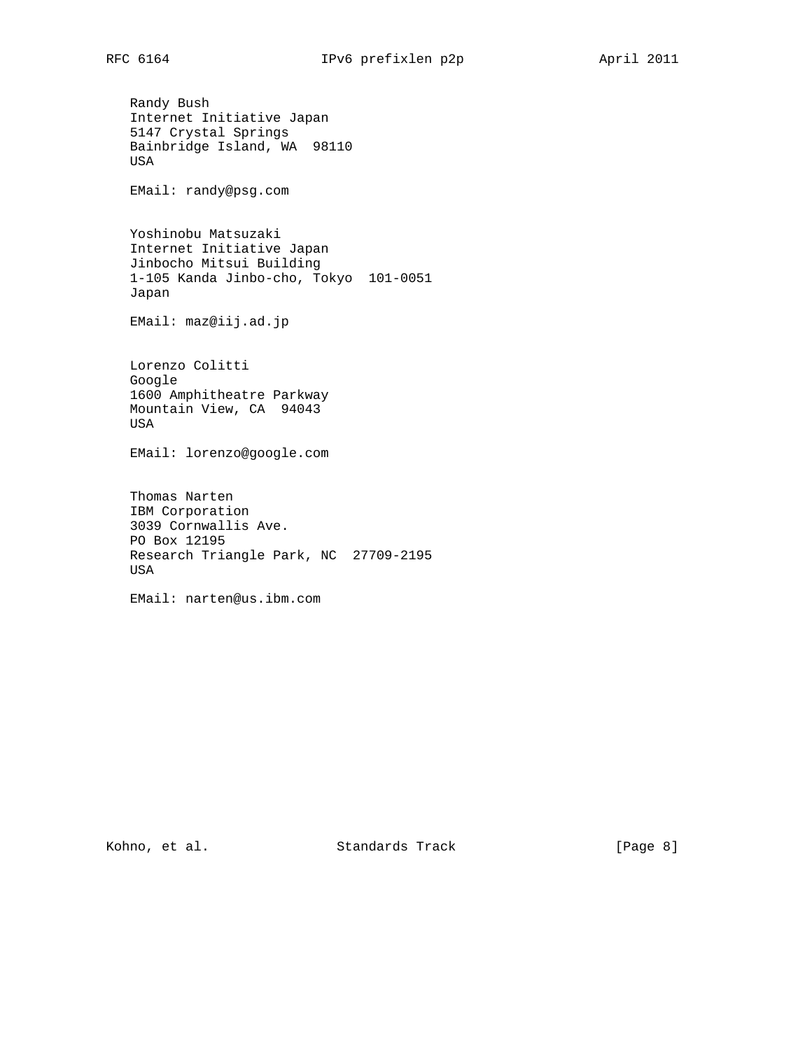Randy Bush
Internet Initiative Japan
5147 Crystal Springs
Bainbridge Island, WA  98110
USA

EMail: randy@psg.com

Yoshinobu Matsuzaki
Internet Initiative Japan
Jinbocho Mitsui Building
1-105 Kanda Jinbo-cho, Tokyo  101-0051
Japan

EMail: maz@iij.ad.jp

Lorenzo Colitti
Google
1600 Amphitheatre Parkway
Mountain View, CA  94043
USA

EMail: lorenzo@google.com

Thomas Narten
IBM Corporation
3039 Cornwallis Ave.
PO Box 12195
Research Triangle Park, NC  27709-2195
USA

EMail: narten@us.ibm.com